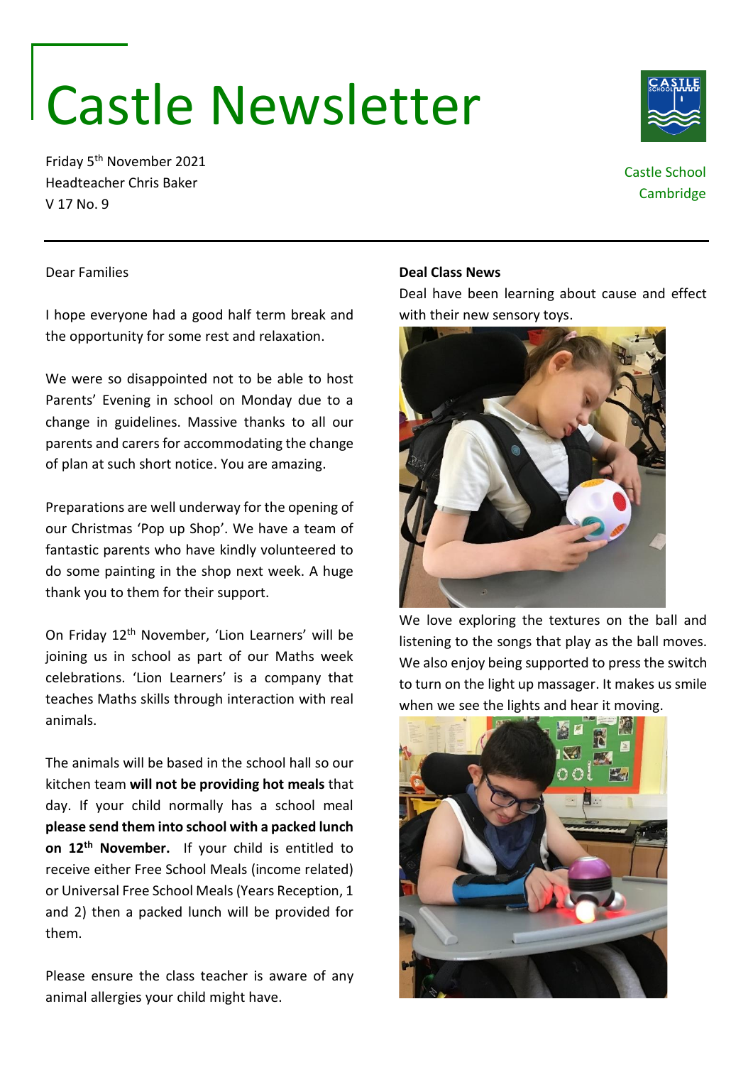# Castle Newsletter

Friday 5th November 2021
Headteacher Chris Baker
V 17 No. 9

Castle School
Cambridge

---

Dear Families

I hope everyone had a good half term break and the opportunity for some rest and relaxation.

We were so disappointed not to be able to host Parents' Evening in school on Monday due to a change in guidelines. Massive thanks to all our parents and carers for accommodating the change of plan at such short notice. You are amazing.

Preparations are well underway for the opening of our Christmas 'Pop up Shop'. We have a team of fantastic parents who have kindly volunteered to do some painting in the shop next week. A huge thank you to them for their support.

On Friday 12th November, 'Lion Learners' will be joining us in school as part of our Maths week celebrations. 'Lion Learners' is a company that teaches Maths skills through interaction with real animals.

The animals will be based in the school hall so our kitchen team **will not be providing hot meals** that day. If your child normally has a school meal **please send them into school with a packed lunch on 12th November.** If your child is entitled to receive either Free School Meals (income related) or Universal Free School Meals (Years Reception, 1 and 2) then a packed lunch will be provided for them.

Please ensure the class teacher is aware of any animal allergies your child might have.

**Deal Class News**

Deal have been learning about cause and effect with their new sensory toys.

We love exploring the textures on the ball and listening to the songs that play as the ball moves. We also enjoy being supported to press the switch to turn on the light up massager. It makes us smile when we see the lights and hear it moving.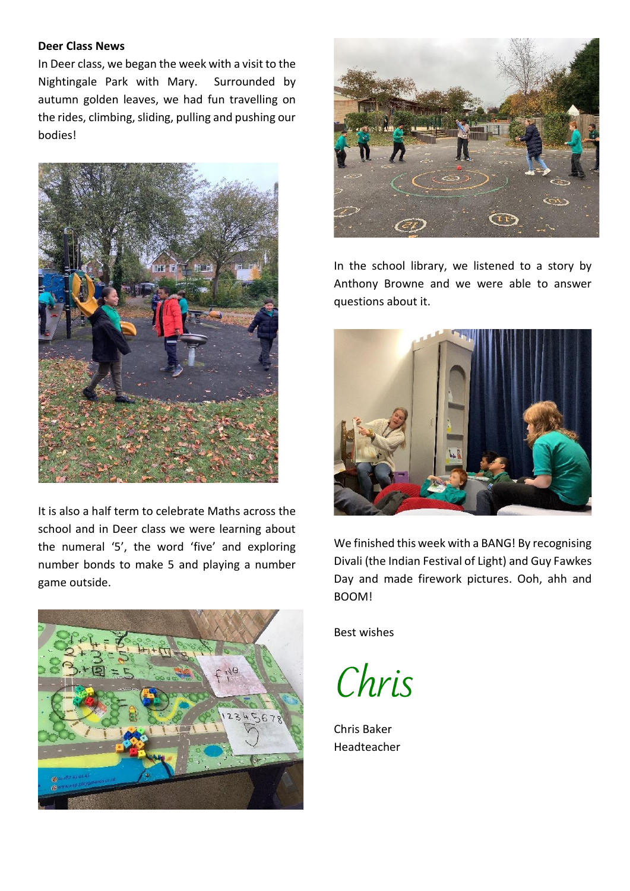**Deer Class News**

In Deer class, we began the week with a visit to the Nightingale Park with Mary. Surrounded by autumn golden leaves, we had fun travelling on the rides, climbing, sliding, pulling and pushing our bodies!

It is also a half term to celebrate Maths across the school and in Deer class we were learning about the numeral '5', the word 'five' and exploring number bonds to make 5 and playing a number game outside.

In the school library, we listened to a story by Anthony Browne and we were able to answer questions about it.

We finished this week with a BANG! By recognising Divali (the Indian Festival of Light) and Guy Fawkes Day and made firework pictures. Ooh, ahh and BOOM!

Best wishes

*Chris*

Chris Baker
Headteacher